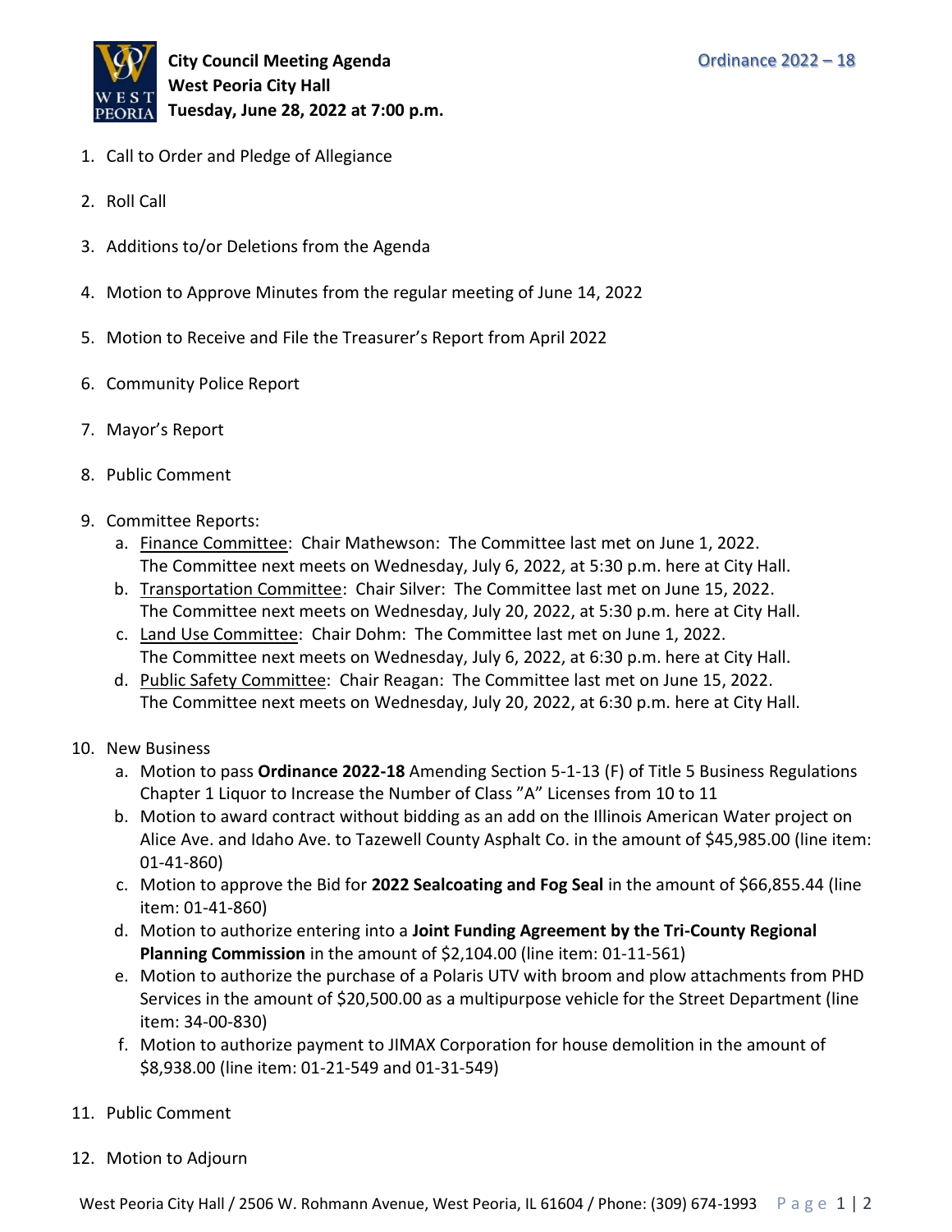Ordinance 2022 – 18

**City Council Meeting Agenda**
**West Peoria City Hall**
**Tuesday, June 28, 2022 at 7:00 p.m.**

1. Call to Order and Pledge of Allegiance
2. Roll Call
3. Additions to/or Deletions from the Agenda
4. Motion to Approve Minutes from the regular meeting of June 14, 2022
5. Motion to Receive and File the Treasurer's Report from April 2022
6. Community Police Report
7. Mayor's Report
8. Public Comment
9. Committee Reports:
   a. Finance Committee: Chair Mathewson: The Committee last met on June 1, 2022. The Committee next meets on Wednesday, July 6, 2022, at 5:30 p.m. here at City Hall.
   b. Transportation Committee: Chair Silver: The Committee last met on June 15, 2022. The Committee next meets on Wednesday, July 20, 2022, at 5:30 p.m. here at City Hall.
   c. Land Use Committee: Chair Dohm: The Committee last met on June 1, 2022. The Committee next meets on Wednesday, July 6, 2022, at 6:30 p.m. here at City Hall.
   d. Public Safety Committee: Chair Reagan: The Committee last met on June 15, 2022. The Committee next meets on Wednesday, July 20, 2022, at 6:30 p.m. here at City Hall.
10. New Business
    a. Motion to pass **Ordinance 2022-18** Amending Section 5-1-13 (F) of Title 5 Business Regulations Chapter 1 Liquor to Increase the Number of Class "A" Licenses from 10 to 11
    b. Motion to award contract without bidding as an add on the Illinois American Water project on Alice Ave. and Idaho Ave. to Tazewell County Asphalt Co. in the amount of $45,985.00 (line item: 01-41-860)
    c. Motion to approve the Bid for **2022 Sealcoating and Fog Seal** in the amount of $66,855.44 (line item: 01-41-860)
    d. Motion to authorize entering into a **Joint Funding Agreement by the Tri-County Regional Planning Commission** in the amount of $2,104.00 (line item: 01-11-561)
    e. Motion to authorize the purchase of a Polaris UTV with broom and plow attachments from PHD Services in the amount of $20,500.00 as a multipurpose vehicle for the Street Department (line item: 34-00-830)
    f. Motion to authorize payment to JIMAX Corporation for house demolition in the amount of $8,938.00 (line item: 01-21-549 and 01-31-549)
11. Public Comment
12. Motion to Adjourn

West Peoria City Hall / 2506 W. Rohmann Avenue, West Peoria, IL 61604 / Phone: (309) 674-1993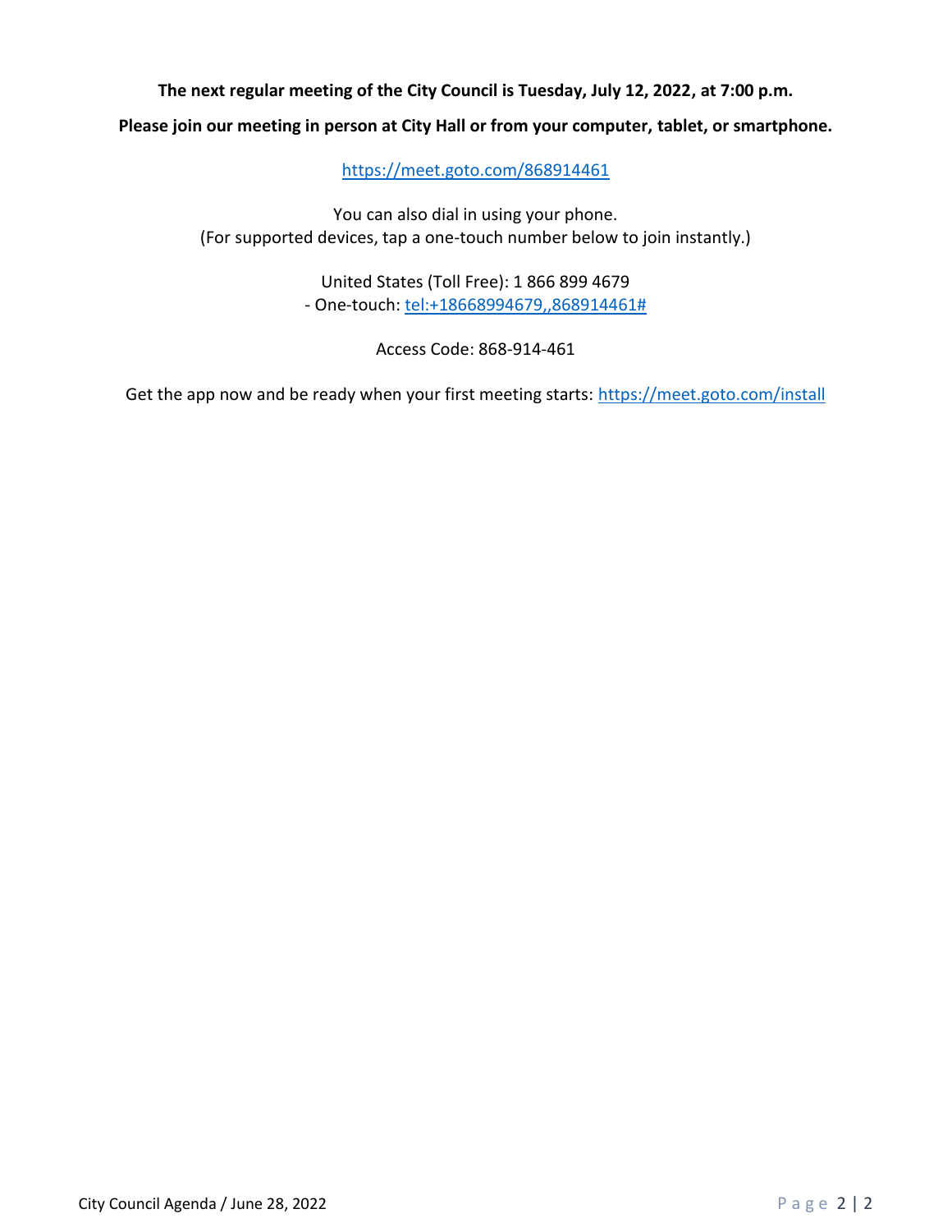**The next regular meeting of the City Council is Tuesday, July 12, 2022, at 7:00 p.m.**

**Please join our meeting in person at City Hall or from your computer, tablet, or smartphone.**

https://meet.goto.com/868914461

You can also dial in using your phone.
(For supported devices, tap a one-touch number below to join instantly.)

United States (Toll Free): 1 866 899 4679
- One-touch: tel:+18668994679,,868914461#

Access Code: 868-914-461

Get the app now and be ready when your first meeting starts: https://meet.goto.com/install